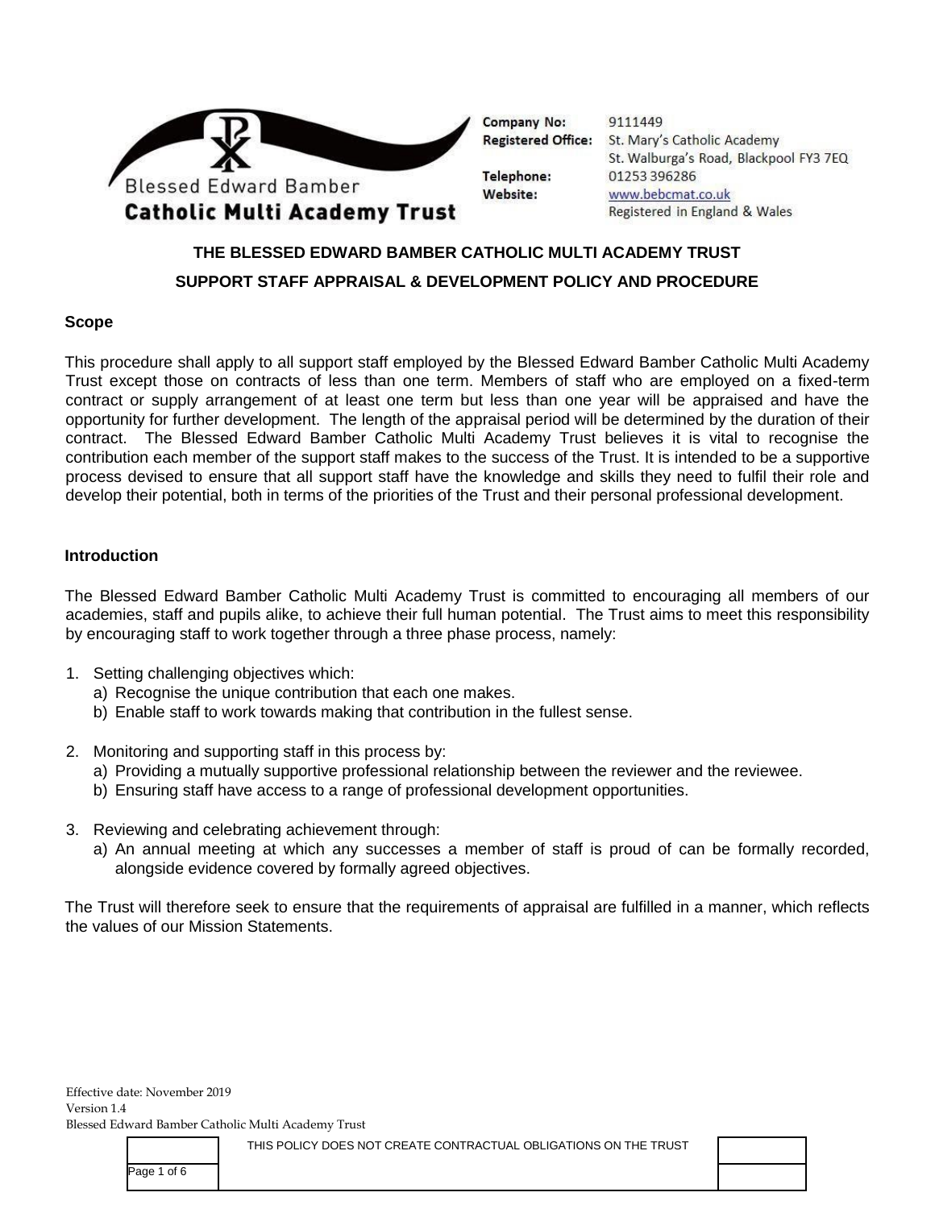Blessed Edward Bamber
**Catholic Multi Academy Trust**

**Company No:** 9111449
**Registered Office:** St. Mary's Catholic Academy, St. Walburga's Road, Blackpool FY3 7EQ
**Telephone:** 01253 396286
**Website:** www.bebcmat.co.uk
Registered in England & Wales

# THE BLESSED EDWARD BAMBER CATHOLIC MULTI ACADEMY TRUST

# SUPPORT STAFF APPRAISAL & DEVELOPMENT POLICY AND PROCEDURE

## Scope

This procedure shall apply to all support staff employed by the Blessed Edward Bamber Catholic Multi Academy Trust except those on contracts of less than one term. Members of staff who are employed on a fixed-term contract or supply arrangement of at least one term but less than one year will be appraised and have the opportunity for further development. The length of the appraisal period will be determined by the duration of their contract. The Blessed Edward Bamber Catholic Multi Academy Trust believes it is vital to recognise the contribution each member of the support staff makes to the success of the Trust. It is intended to be a supportive process devised to ensure that all support staff have the knowledge and skills they need to fulfil their role and develop their potential, both in terms of the priorities of the Trust and their personal professional development.

## Introduction

The Blessed Edward Bamber Catholic Multi Academy Trust is committed to encouraging all members of our academies, staff and pupils alike, to achieve their full human potential. The Trust aims to meet this responsibility by encouraging staff to work together through a three phase process, namely:

1. Setting challenging objectives which:
   a) Recognise the unique contribution that each one makes.
   b) Enable staff to work towards making that contribution in the fullest sense.

2. Monitoring and supporting staff in this process by:
   a) Providing a mutually supportive professional relationship between the reviewer and the reviewee.
   b) Ensuring staff have access to a range of professional development opportunities.

3. Reviewing and celebrating achievement through:
   a) An annual meeting at which any successes a member of staff is proud of can be formally recorded, alongside evidence covered by formally agreed objectives.

The Trust will therefore seek to ensure that the requirements of appraisal are fulfilled in a manner, which reflects the values of our Mission Statements.

Effective date: November 2019
Version 1.4
Blessed Edward Bamber Catholic Multi Academy Trust

THIS POLICY DOES NOT CREATE CONTRACTUAL OBLIGATIONS ON THE TRUST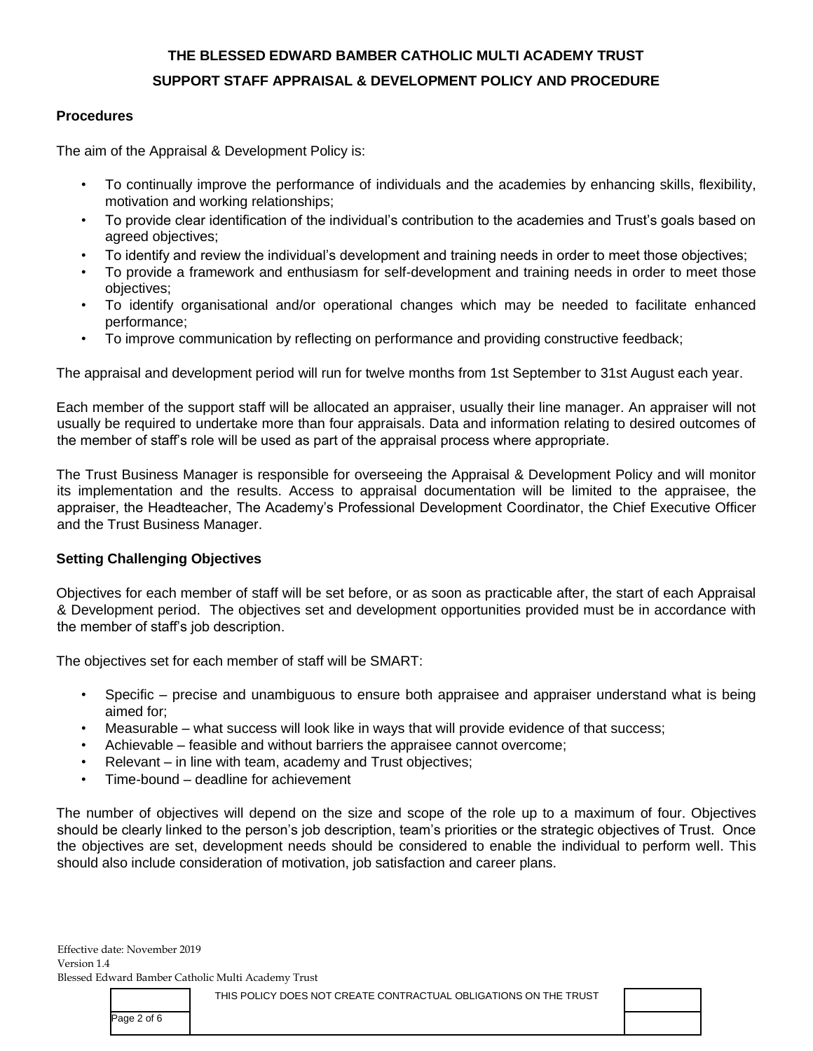# THE BLESSED EDWARD BAMBER CATHOLIC MULTI ACADEMY TRUST

## SUPPORT STAFF APPRAISAL & DEVELOPMENT POLICY AND PROCEDURE

### Procedures

The aim of the Appraisal & Development Policy is:

- To continually improve the performance of individuals and the academies by enhancing skills, flexibility, motivation and working relationships;
- To provide clear identification of the individual's contribution to the academies and Trust's goals based on agreed objectives;
- To identify and review the individual's development and training needs in order to meet those objectives;
- To provide a framework and enthusiasm for self-development and training needs in order to meet those objectives;
- To identify organisational and/or operational changes which may be needed to facilitate enhanced performance;
- To improve communication by reflecting on performance and providing constructive feedback;

The appraisal and development period will run for twelve months from 1st September to 31st August each year.

Each member of the support staff will be allocated an appraiser, usually their line manager. An appraiser will not usually be required to undertake more than four appraisals. Data and information relating to desired outcomes of the member of staff's role will be used as part of the appraisal process where appropriate.

The Trust Business Manager is responsible for overseeing the Appraisal & Development Policy and will monitor its implementation and the results. Access to appraisal documentation will be limited to the appraisee, the appraiser, the Headteacher, The Academy's Professional Development Coordinator, the Chief Executive Officer and the Trust Business Manager.

### Setting Challenging Objectives

Objectives for each member of staff will be set before, or as soon as practicable after, the start of each Appraisal & Development period. The objectives set and development opportunities provided must be in accordance with the member of staff's job description.

The objectives set for each member of staff will be SMART:

- Specific – precise and unambiguous to ensure both appraisee and appraiser understand what is being aimed for;
- Measurable – what success will look like in ways that will provide evidence of that success;
- Achievable – feasible and without barriers the appraisee cannot overcome;
- Relevant – in line with team, academy and Trust objectives;
- Time-bound – deadline for achievement

The number of objectives will depend on the size and scope of the role up to a maximum of four. Objectives should be clearly linked to the person's job description, team's priorities or the strategic objectives of Trust. Once the objectives are set, development needs should be considered to enable the individual to perform well. This should also include consideration of motivation, job satisfaction and career plans.

Effective date: November 2019
Version 1.4
Blessed Edward Bamber Catholic Multi Academy Trust

THIS POLICY DOES NOT CREATE CONTRACTUAL OBLIGATIONS ON THE TRUST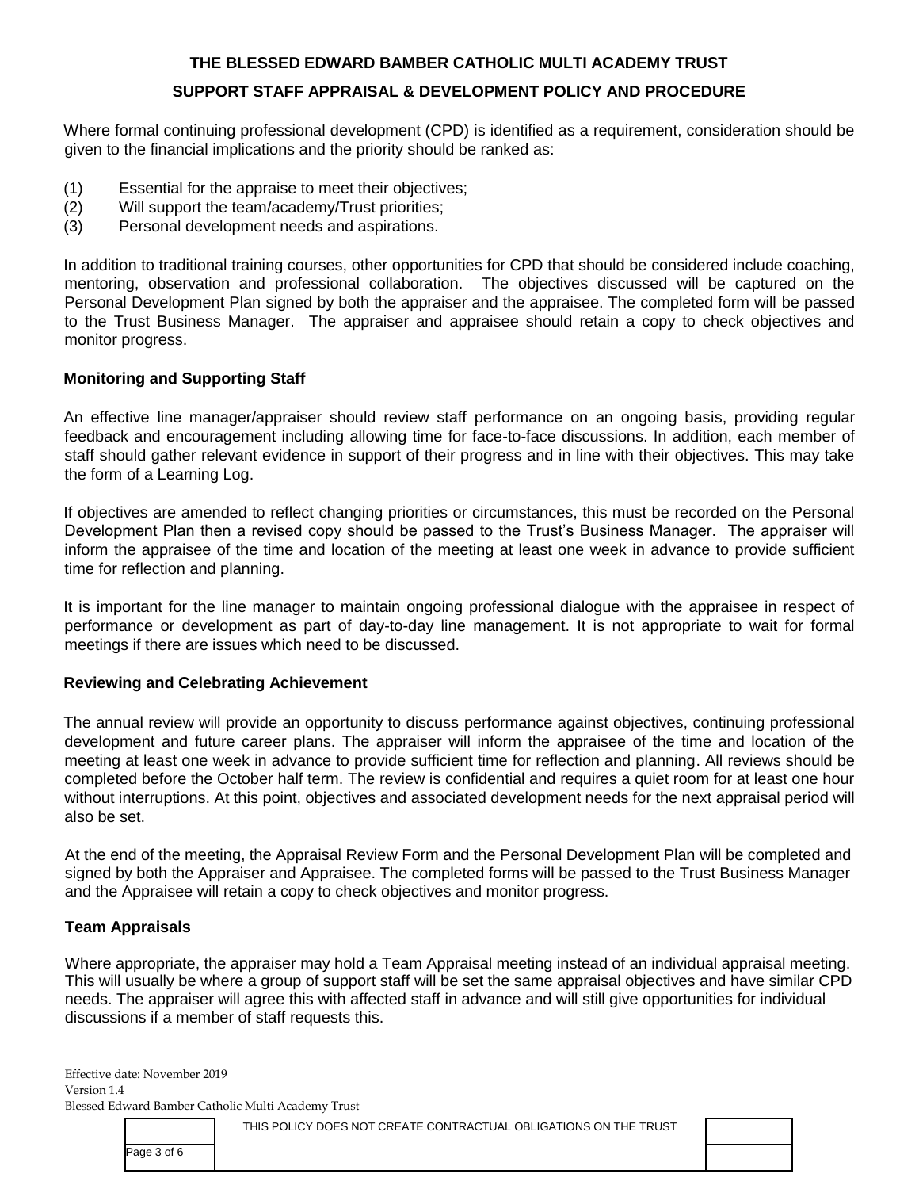Where formal continuing professional development (CPD) is identified as a requirement, consideration should be given to the financial implications and the priority should be ranked as:

(1) Essential for the appraise to meet their objectives;
(2) Will support the team/academy/Trust priorities;
(3) Personal development needs and aspirations.

In addition to traditional training courses, other opportunities for CPD that should be considered include coaching, mentoring, observation and professional collaboration. The objectives discussed will be captured on the Personal Development Plan signed by both the appraiser and the appraisee. The completed form will be passed to the Trust Business Manager. The appraiser and appraisee should retain a copy to check objectives and monitor progress.

### Monitoring and Supporting Staff

An effective line manager/appraiser should review staff performance on an ongoing basis, providing regular feedback and encouragement including allowing time for face-to-face discussions. In addition, each member of staff should gather relevant evidence in support of their progress and in line with their objectives. This may take the form of a Learning Log.

If objectives are amended to reflect changing priorities or circumstances, this must be recorded on the Personal Development Plan then a revised copy should be passed to the Trust's Business Manager. The appraiser will inform the appraisee of the time and location of the meeting at least one week in advance to provide sufficient time for reflection and planning.

It is important for the line manager to maintain ongoing professional dialogue with the appraisee in respect of performance or development as part of day-to-day line management. It is not appropriate to wait for formal meetings if there are issues which need to be discussed.

### Reviewing and Celebrating Achievement

The annual review will provide an opportunity to discuss performance against objectives, continuing professional development and future career plans. The appraiser will inform the appraisee of the time and location of the meeting at least one week in advance to provide sufficient time for reflection and planning. All reviews should be completed before the October half term. The review is confidential and requires a quiet room for at least one hour without interruptions. At this point, objectives and associated development needs for the next appraisal period will also be set.

At the end of the meeting, the Appraisal Review Form and the Personal Development Plan will be completed and signed by both the Appraiser and Appraisee. The completed forms will be passed to the Trust Business Manager and the Appraisee will retain a copy to check objectives and monitor progress.

### Team Appraisals

Where appropriate, the appraiser may hold a Team Appraisal meeting instead of an individual appraisal meeting. This will usually be where a group of support staff will be set the same appraisal objectives and have similar CPD needs. The appraiser will agree this with affected staff in advance and will still give opportunities for individual discussions if a member of staff requests this.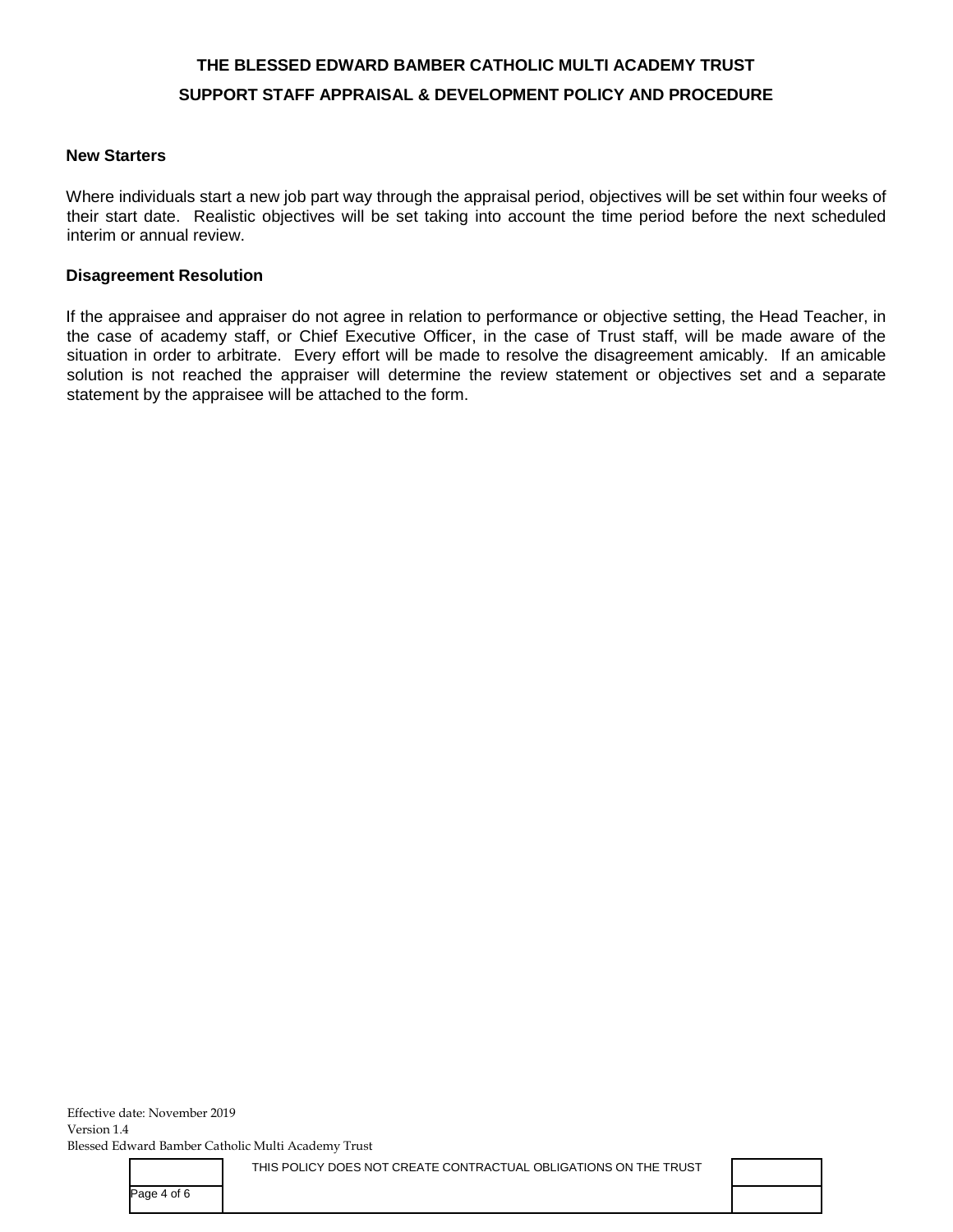## New Starters

Where individuals start a new job part way through the appraisal period, objectives will be set within four weeks of their start date. Realistic objectives will be set taking into account the time period before the next scheduled interim or annual review.

## Disagreement Resolution

If the appraisee and appraiser do not agree in relation to performance or objective setting, the Head Teacher, in the case of academy staff, or Chief Executive Officer, in the case of Trust staff, will be made aware of the situation in order to arbitrate. Every effort will be made to resolve the disagreement amicably. If an amicable solution is not reached the appraiser will determine the review statement or objectives set and a separate statement by the appraisee will be attached to the form.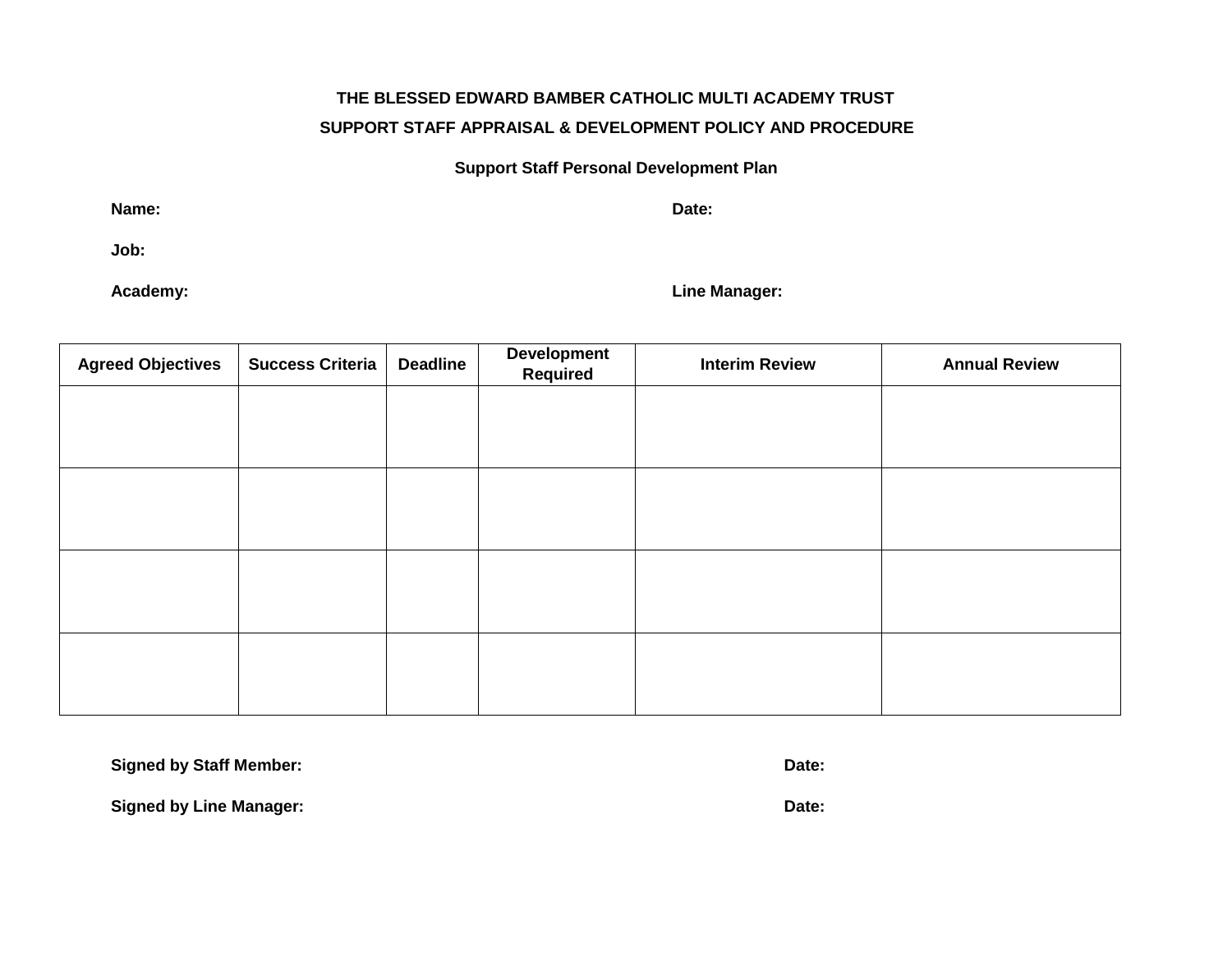**THE BLESSED EDWARD BAMBER CATHOLIC MULTI ACADEMY TRUST**

**SUPPORT STAFF APPRAISAL & DEVELOPMENT POLICY AND PROCEDURE**

**Support Staff Personal Development Plan**

**Name:** **Date:**

**Job:**

**Academy:** **Line Manager:**

| Agreed Objectives | Success Criteria | Deadline | Development Required | Interim Review | Annual Review |
|---|---|---|---|---|---|
| | | | | | |
| | | | | | |
| | | | | | |
| | | | | | |

**Signed by Staff Member:** **Date:**

**Signed by Line Manager:** **Date:**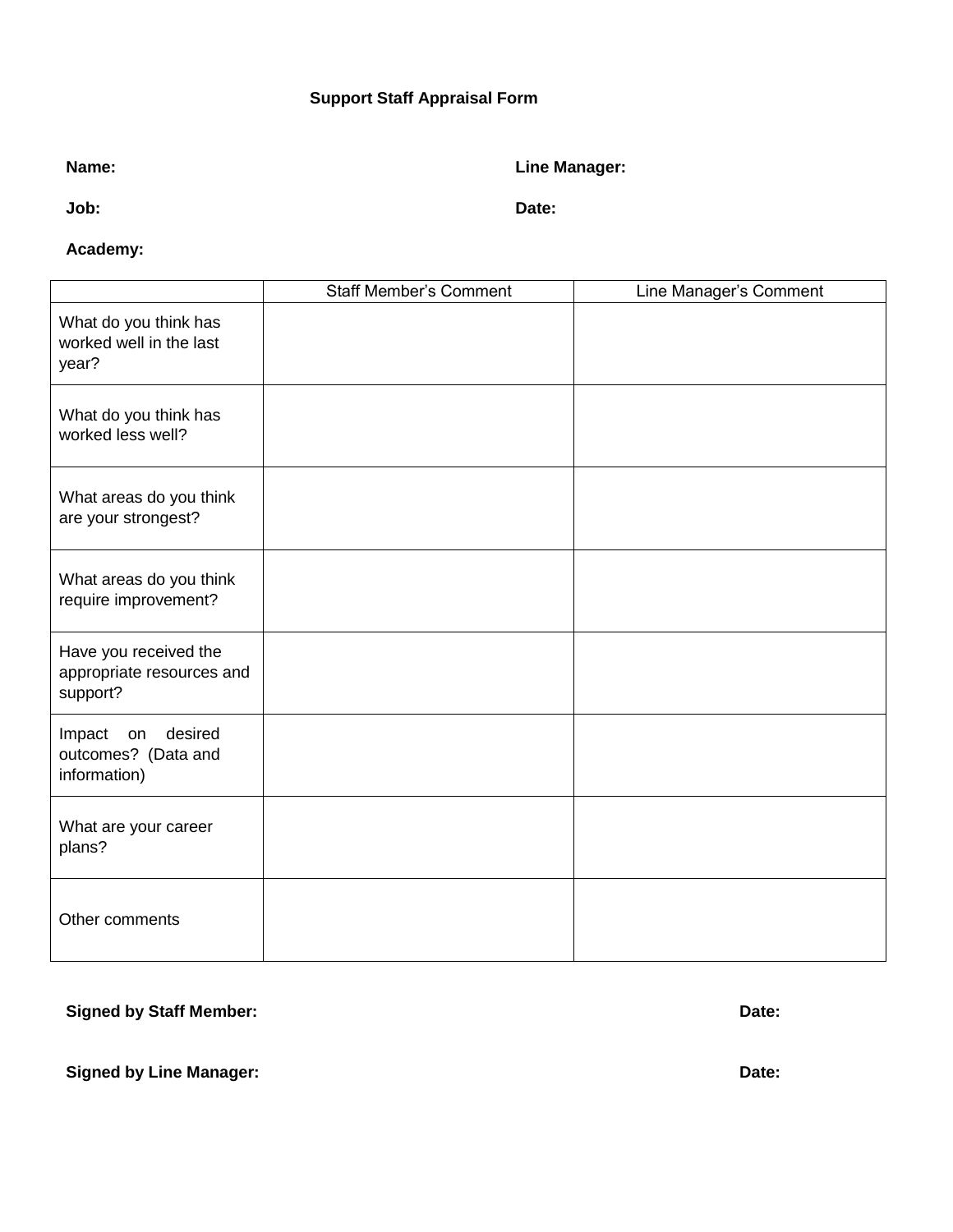**Support Staff Appraisal Form**

**Name:** **Line Manager:**

**Job:** **Date:**

**Academy:**

| | Staff Member's Comment | Line Manager's Comment |
|---|---|---|
| What do you think has worked well in the last year? | | |
| What do you think has worked less well? | | |
| What areas do you think are your strongest? | | |
| What areas do you think require improvement? | | |
| Have you received the appropriate resources and support? | | |
| Impact on desired outcomes? (Data and information) | | |
| What are your career plans? | | |
| Other comments | | |

**Signed by Staff Member:** **Date:**

**Signed by Line Manager:** **Date:**